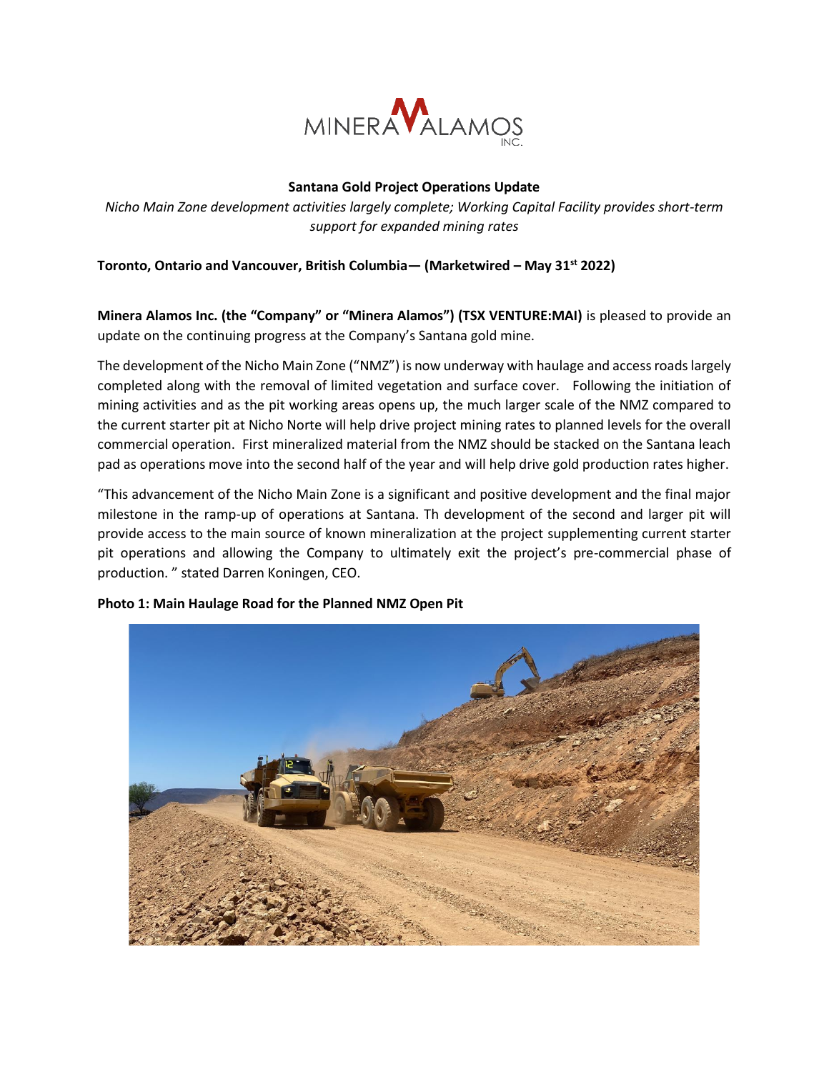**Santana Gold Project Operations Update**

*Nicho Main Zone development activities largely complete; Working Capital Facility provides short-term support for expanded mining rates*

**Toronto, Ontario and Vancouver, British Columbia— (Marketwired – May 31st 2022)**

**Minera Alamos Inc. (the "Company" or "Minera Alamos") (TSX VENTURE:MAI)** is pleased to provide an update on the continuing progress at the Company's Santana gold mine.

The development of the Nicho Main Zone ("NMZ") is now underway with haulage and access roads largely completed along with the removal of limited vegetation and surface cover. Following the initiation of mining activities and as the pit working areas opens up, the much larger scale of the NMZ compared to the current starter pit at Nicho Norte will help drive project mining rates to planned levels for the overall commercial operation. First mineralized material from the NMZ should be stacked on the Santana leach pad as operations move into the second half of the year and will help drive gold production rates higher.

"This advancement of the Nicho Main Zone is a significant and positive development and the final major milestone in the ramp-up of operations at Santana. Th development of the second and larger pit will provide access to the main source of known mineralization at the project supplementing current starter pit operations and allowing the Company to ultimately exit the project's pre-commercial phase of production. " stated Darren Koningen, CEO.

**Photo 1: Main Haulage Road for the Planned NMZ Open Pit**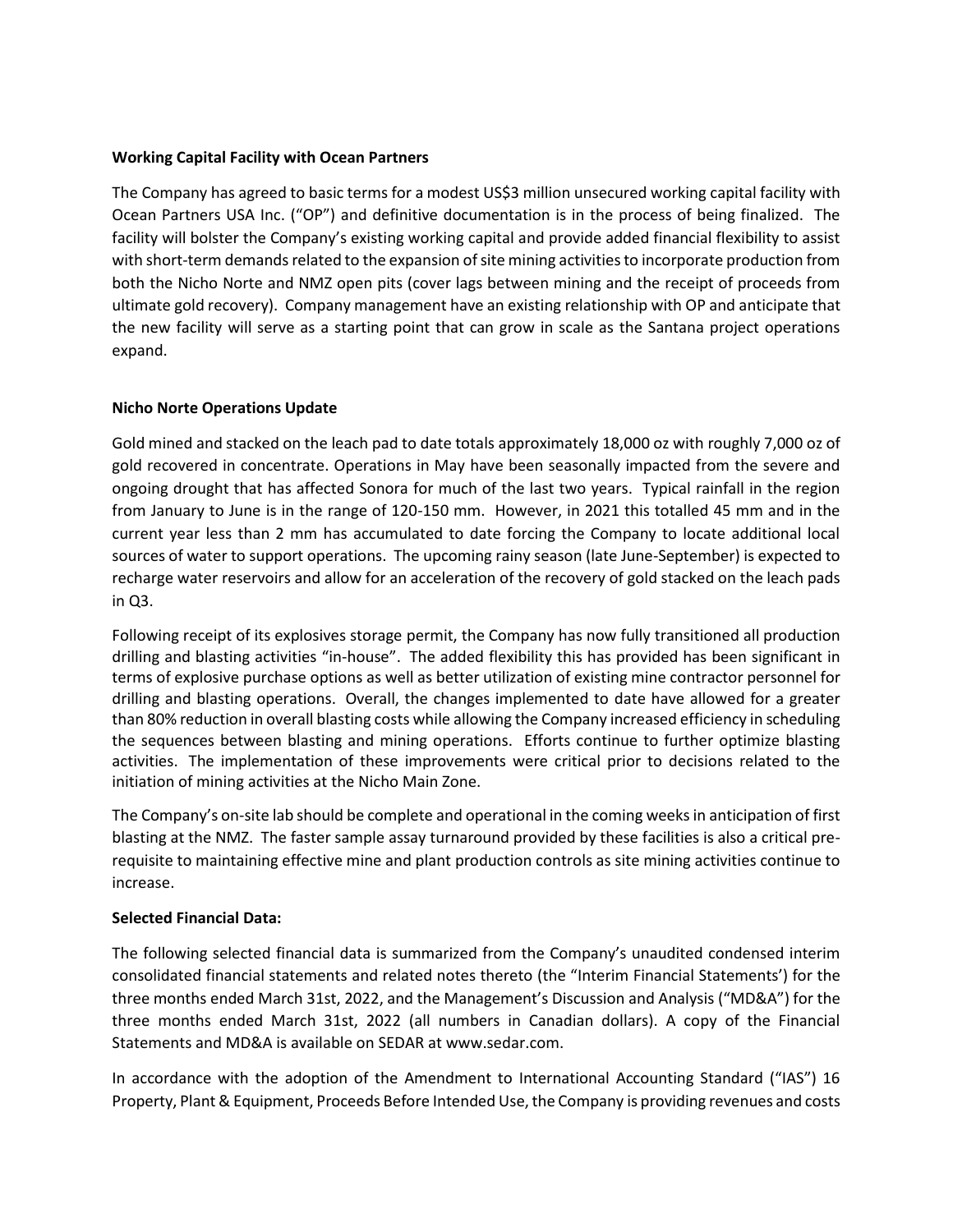**Working Capital Facility with Ocean Partners**

The Company has agreed to basic terms for a modest US$3 million unsecured working capital facility with Ocean Partners USA Inc. ("OP") and definitive documentation is in the process of being finalized. The facility will bolster the Company's existing working capital and provide added financial flexibility to assist with short-term demands related to the expansion of site mining activities to incorporate production from both the Nicho Norte and NMZ open pits (cover lags between mining and the receipt of proceeds from ultimate gold recovery). Company management have an existing relationship with OP and anticipate that the new facility will serve as a starting point that can grow in scale as the Santana project operations expand.

**Nicho Norte Operations Update**

Gold mined and stacked on the leach pad to date totals approximately 18,000 oz with roughly 7,000 oz of gold recovered in concentrate. Operations in May have been seasonally impacted from the severe and ongoing drought that has affected Sonora for much of the last two years. Typical rainfall in the region from January to June is in the range of 120-150 mm. However, in 2021 this totalled 45 mm and in the current year less than 2 mm has accumulated to date forcing the Company to locate additional local sources of water to support operations. The upcoming rainy season (late June-September) is expected to recharge water reservoirs and allow for an acceleration of the recovery of gold stacked on the leach pads in Q3.

Following receipt of its explosives storage permit, the Company has now fully transitioned all production drilling and blasting activities "in-house". The added flexibility this has provided has been significant in terms of explosive purchase options as well as better utilization of existing mine contractor personnel for drilling and blasting operations. Overall, the changes implemented to date have allowed for a greater than 80% reduction in overall blasting costs while allowing the Company increased efficiency in scheduling the sequences between blasting and mining operations. Efforts continue to further optimize blasting activities. The implementation of these improvements were critical prior to decisions related to the initiation of mining activities at the Nicho Main Zone.

The Company's on-site lab should be complete and operational in the coming weeks in anticipation of first blasting at the NMZ. The faster sample assay turnaround provided by these facilities is also a critical pre-requisite to maintaining effective mine and plant production controls as site mining activities continue to increase.

**Selected Financial Data:**

The following selected financial data is summarized from the Company's unaudited condensed interim consolidated financial statements and related notes thereto (the "Interim Financial Statements') for the three months ended March 31st, 2022, and the Management's Discussion and Analysis ("MD&A") for the three months ended March 31st, 2022 (all numbers in Canadian dollars). A copy of the Financial Statements and MD&A is available on SEDAR at www.sedar.com.

In accordance with the adoption of the Amendment to International Accounting Standard ("IAS") 16 Property, Plant & Equipment, Proceeds Before Intended Use, the Company is providing revenues and costs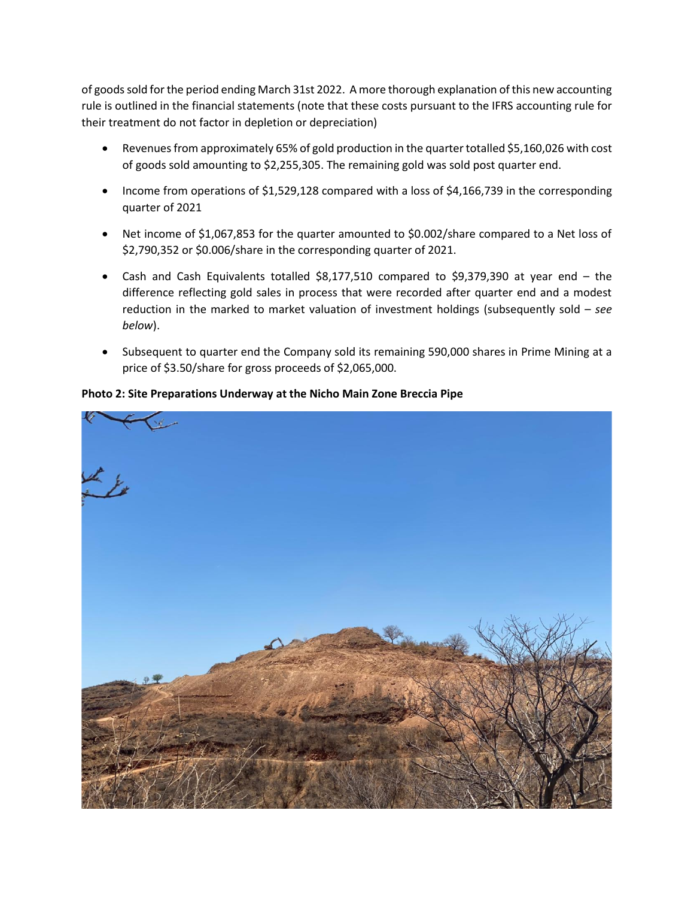of goods sold for the period ending March 31st 2022. A more thorough explanation of this new accounting rule is outlined in the financial statements (note that these costs pursuant to the IFRS accounting rule for their treatment do not factor in depletion or depreciation)

- Revenues from approximately 65% of gold production in the quarter totalled $5,160,026 with cost of goods sold amounting to $2,255,305. The remaining gold was sold post quarter end.
- Income from operations of $1,529,128 compared with a loss of $4,166,739 in the corresponding quarter of 2021
- Net income of $1,067,853 for the quarter amounted to $0.002/share compared to a Net loss of $2,790,352 or $0.006/share in the corresponding quarter of 2021.
- Cash and Cash Equivalents totalled $8,177,510 compared to $9,379,390 at year end – the difference reflecting gold sales in process that were recorded after quarter end and a modest reduction in the marked to market valuation of investment holdings (subsequently sold – *see below*).
- Subsequent to quarter end the Company sold its remaining 590,000 shares in Prime Mining at a price of $3.50/share for gross proceeds of $2,065,000.

**Photo 2: Site Preparations Underway at the Nicho Main Zone Breccia Pipe**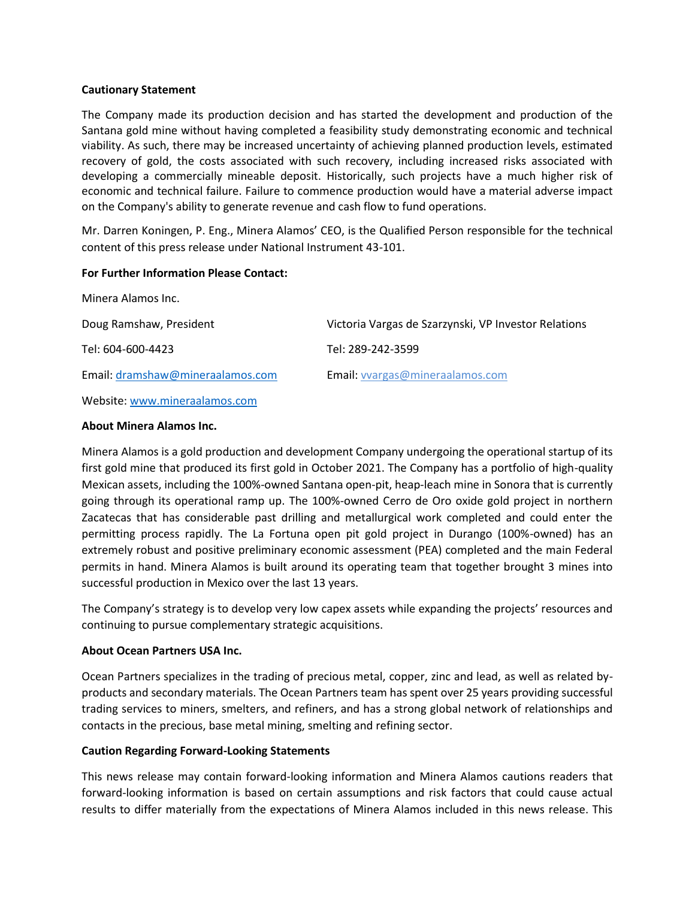**Cautionary Statement**

The Company made its production decision and has started the development and production of the Santana gold mine without having completed a feasibility study demonstrating economic and technical viability. As such, there may be increased uncertainty of achieving planned production levels, estimated recovery of gold, the costs associated with such recovery, including increased risks associated with developing a commercially mineable deposit. Historically, such projects have a much higher risk of economic and technical failure. Failure to commence production would have a material adverse impact on the Company's ability to generate revenue and cash flow to fund operations.

Mr. Darren Koningen, P. Eng., Minera Alamos' CEO, is the Qualified Person responsible for the technical content of this press release under National Instrument 43-101.

**For Further Information Please Contact:**

Minera Alamos Inc.

| | |
|---|---|
| Doug Ramshaw, President | Victoria Vargas de Szarzynski, VP Investor Relations |
| Tel: 604-600-4423 | Tel: 289-242-3599 |
| Email: dramshaw@mineraalamos.com | Email: vvargas@mineraalamos.com |

Website: www.mineraalamos.com

**About Minera Alamos Inc.**

Minera Alamos is a gold production and development Company undergoing the operational startup of its first gold mine that produced its first gold in October 2021. The Company has a portfolio of high-quality Mexican assets, including the 100%-owned Santana open-pit, heap-leach mine in Sonora that is currently going through its operational ramp up. The 100%-owned Cerro de Oro oxide gold project in northern Zacatecas that has considerable past drilling and metallurgical work completed and could enter the permitting process rapidly. The La Fortuna open pit gold project in Durango (100%-owned) has an extremely robust and positive preliminary economic assessment (PEA) completed and the main Federal permits in hand. Minera Alamos is built around its operating team that together brought 3 mines into successful production in Mexico over the last 13 years.

The Company's strategy is to develop very low capex assets while expanding the projects' resources and continuing to pursue complementary strategic acquisitions.

**About Ocean Partners USA Inc.**

Ocean Partners specializes in the trading of precious metal, copper, zinc and lead, as well as related by-products and secondary materials. The Ocean Partners team has spent over 25 years providing successful trading services to miners, smelters, and refiners, and has a strong global network of relationships and contacts in the precious, base metal mining, smelting and refining sector.

**Caution Regarding Forward-Looking Statements**

This news release may contain forward-looking information and Minera Alamos cautions readers that forward-looking information is based on certain assumptions and risk factors that could cause actual results to differ materially from the expectations of Minera Alamos included in this news release. This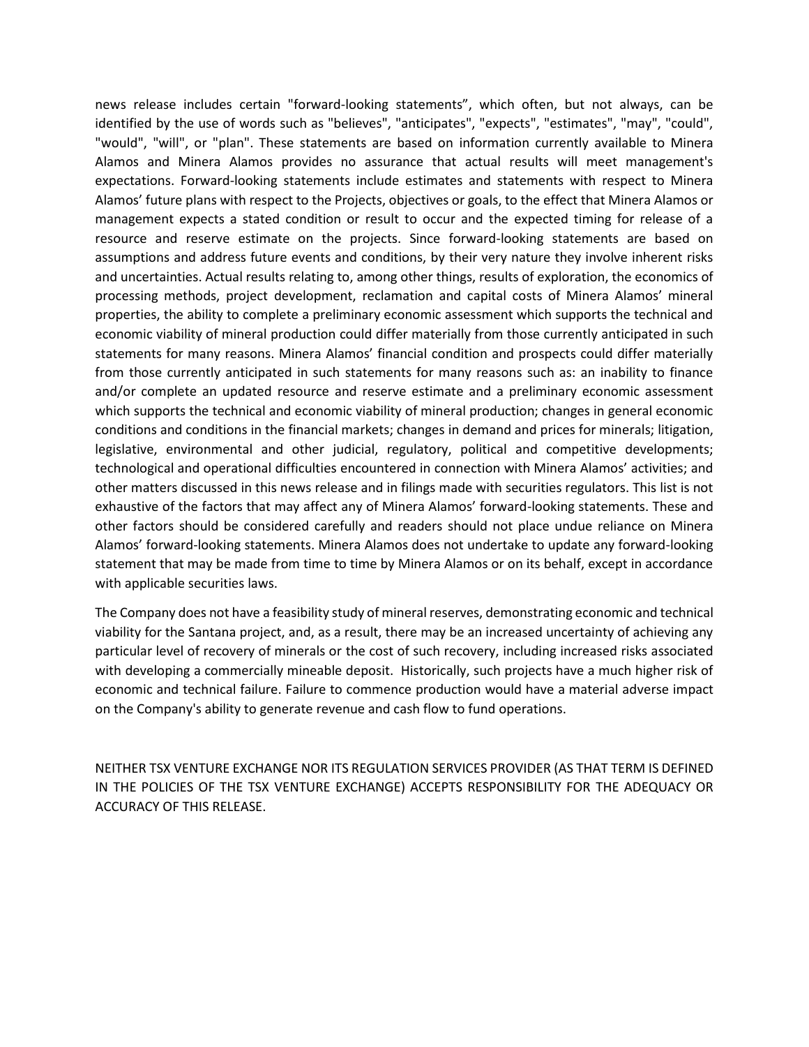news release includes certain "forward-looking statements", which often, but not always, can be identified by the use of words such as "believes", "anticipates", "expects", "estimates", "may", "could", "would", "will", or "plan". These statements are based on information currently available to Minera Alamos and Minera Alamos provides no assurance that actual results will meet management's expectations. Forward-looking statements include estimates and statements with respect to Minera Alamos' future plans with respect to the Projects, objectives or goals, to the effect that Minera Alamos or management expects a stated condition or result to occur and the expected timing for release of a resource and reserve estimate on the projects. Since forward-looking statements are based on assumptions and address future events and conditions, by their very nature they involve inherent risks and uncertainties. Actual results relating to, among other things, results of exploration, the economics of processing methods, project development, reclamation and capital costs of Minera Alamos' mineral properties, the ability to complete a preliminary economic assessment which supports the technical and economic viability of mineral production could differ materially from those currently anticipated in such statements for many reasons. Minera Alamos' financial condition and prospects could differ materially from those currently anticipated in such statements for many reasons such as: an inability to finance and/or complete an updated resource and reserve estimate and a preliminary economic assessment which supports the technical and economic viability of mineral production; changes in general economic conditions and conditions in the financial markets; changes in demand and prices for minerals; litigation, legislative, environmental and other judicial, regulatory, political and competitive developments; technological and operational difficulties encountered in connection with Minera Alamos' activities; and other matters discussed in this news release and in filings made with securities regulators. This list is not exhaustive of the factors that may affect any of Minera Alamos' forward-looking statements. These and other factors should be considered carefully and readers should not place undue reliance on Minera Alamos' forward-looking statements. Minera Alamos does not undertake to update any forward-looking statement that may be made from time to time by Minera Alamos or on its behalf, except in accordance with applicable securities laws.

The Company does not have a feasibility study of mineral reserves, demonstrating economic and technical viability for the Santana project, and, as a result, there may be an increased uncertainty of achieving any particular level of recovery of minerals or the cost of such recovery, including increased risks associated with developing a commercially mineable deposit. Historically, such projects have a much higher risk of economic and technical failure. Failure to commence production would have a material adverse impact on the Company's ability to generate revenue and cash flow to fund operations.

NEITHER TSX VENTURE EXCHANGE NOR ITS REGULATION SERVICES PROVIDER (AS THAT TERM IS DEFINED IN THE POLICIES OF THE TSX VENTURE EXCHANGE) ACCEPTS RESPONSIBILITY FOR THE ADEQUACY OR ACCURACY OF THIS RELEASE.